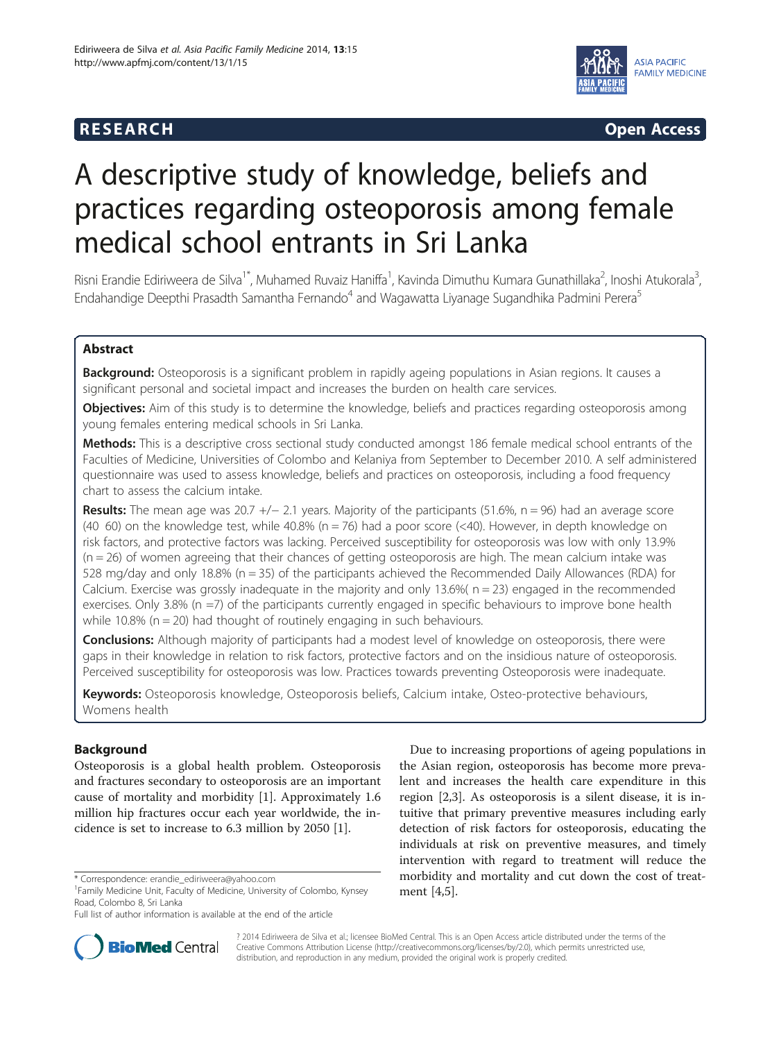**RESEARCH** **Open Access**

# A descriptive study of knowledge, beliefs and practices regarding osteoporosis among female medical school entrants in Sri Lanka

Risni Erandie Ediriweera de Silva[1*], Muhamed Ruvaiz Haniffa[1], Kavinda Dimuthu Kumara Gunathillaka[2], Inoshi Atukorala[3], Endahandige Deepthi Prasadth Samantha Fernando[4] and Wagawatta Liyanage Sugandhika Padmini Perera[5]

## Abstract

**Background:** Osteoporosis is a significant problem in rapidly ageing populations in Asian regions. It causes a significant personal and societal impact and increases the burden on health care services.

**Objectives:** Aim of this study is to determine the knowledge, beliefs and practices regarding osteoporosis among young females entering medical schools in Sri Lanka.

**Methods:** This is a descriptive cross sectional study conducted amongst 186 female medical school entrants of the Faculties of Medicine, Universities of Colombo and Kelaniya from September to December 2010. A self administered questionnaire was used to assess knowledge, beliefs and practices on osteoporosis, including a food frequency chart to assess the calcium intake.

**Results:** The mean age was 20.7 +/− 2.1 years. Majority of the participants (51.6%, n = 96) had an average score (40 60) on the knowledge test, while 40.8% (n = 76) had a poor score (<40). However, in depth knowledge on risk factors, and protective factors was lacking. Perceived susceptibility for osteoporosis was low with only 13.9% (n = 26) of women agreeing that their chances of getting osteoporosis are high. The mean calcium intake was 528 mg/day and only 18.8% (n = 35) of the participants achieved the Recommended Daily Allowances (RDA) for Calcium. Exercise was grossly inadequate in the majority and only 13.6%( n = 23) engaged in the recommended exercises. Only 3.8% (n =7) of the participants currently engaged in specific behaviours to improve bone health while 10.8% (n = 20) had thought of routinely engaging in such behaviours.

**Conclusions:** Although majority of participants had a modest level of knowledge on osteoporosis, there were gaps in their knowledge in relation to risk factors, protective factors and on the insidious nature of osteoporosis. Perceived susceptibility for osteoporosis was low. Practices towards preventing Osteoporosis were inadequate.

**Keywords:** Osteoporosis knowledge, Osteoporosis beliefs, Calcium intake, Osteo-protective behaviours, Womens health

## Background

Osteoporosis is a global health problem. Osteoporosis and fractures secondary to osteoporosis are an important cause of mortality and morbidity [1]. Approximately 1.6 million hip fractures occur each year worldwide, the incidence is set to increase to 6.3 million by 2050 [1].

Due to increasing proportions of ageing populations in the Asian region, osteoporosis has become more prevalent and increases the health care expenditure in this region [2,3]. As osteoporosis is a silent disease, it is intuitive that primary preventive measures including early detection of risk factors for osteoporosis, educating the individuals at risk on preventive measures, and timely intervention with regard to treatment will reduce the morbidity and mortality and cut down the cost of treatment [4,5].

\* Correspondence: erandie_ediriweera@yahoo.com
[1]Family Medicine Unit, Faculty of Medicine, University of Colombo, Kynsey Road, Colombo 8, Sri Lanka
Full list of author information is available at the end of the article

? 2014 Ediriweera de Silva et al.; licensee BioMed Central. This is an Open Access article distributed under the terms of the Creative Commons Attribution License (http://creativecommons.org/licenses/by/2.0), which permits unrestricted use, distribution, and reproduction in any medium, provided the original work is properly credited.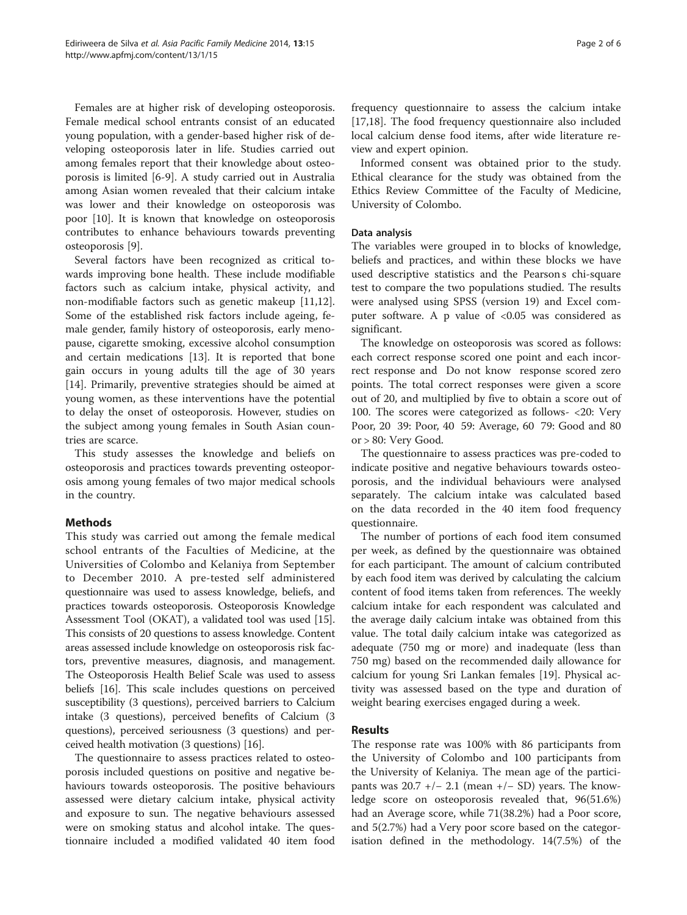Females are at higher risk of developing osteoporosis. Female medical school entrants consist of an educated young population, with a gender-based higher risk of developing osteoporosis later in life. Studies carried out among females report that their knowledge about osteoporosis is limited [6-9]. A study carried out in Australia among Asian women revealed that their calcium intake was lower and their knowledge on osteoporosis was poor [10]. It is known that knowledge on osteoporosis contributes to enhance behaviours towards preventing osteoporosis [9].

Several factors have been recognized as critical towards improving bone health. These include modifiable factors such as calcium intake, physical activity, and non-modifiable factors such as genetic makeup [11,12]. Some of the established risk factors include ageing, female gender, family history of osteoporosis, early menopause, cigarette smoking, excessive alcohol consumption and certain medications [13]. It is reported that bone gain occurs in young adults till the age of 30 years [14]. Primarily, preventive strategies should be aimed at young women, as these interventions have the potential to delay the onset of osteoporosis. However, studies on the subject among young females in South Asian countries are scarce.

This study assesses the knowledge and beliefs on osteoporosis and practices towards preventing osteoporosis among young females of two major medical schools in the country.

## Methods

This study was carried out among the female medical school entrants of the Faculties of Medicine, at the Universities of Colombo and Kelaniya from September to December 2010. A pre-tested self administered questionnaire was used to assess knowledge, beliefs, and practices towards osteoporosis. Osteoporosis Knowledge Assessment Tool (OKAT), a validated tool was used [15]. This consists of 20 questions to assess knowledge. Content areas assessed include knowledge on osteoporosis risk factors, preventive measures, diagnosis, and management. The Osteoporosis Health Belief Scale was used to assess beliefs [16]. This scale includes questions on perceived susceptibility (3 questions), perceived barriers to Calcium intake (3 questions), perceived benefits of Calcium (3 questions), perceived seriousness (3 questions) and perceived health motivation (3 questions) [16].

The questionnaire to assess practices related to osteoporosis included questions on positive and negative behaviours towards osteoporosis. The positive behaviours assessed were dietary calcium intake, physical activity and exposure to sun. The negative behaviours assessed were on smoking status and alcohol intake. The questionnaire included a modified validated 40 item food frequency questionnaire to assess the calcium intake [17,18]. The food frequency questionnaire also included local calcium dense food items, after wide literature review and expert opinion.

Informed consent was obtained prior to the study. Ethical clearance for the study was obtained from the Ethics Review Committee of the Faculty of Medicine, University of Colombo.

### Data analysis

The variables were grouped in to blocks of knowledge, beliefs and practices, and within these blocks we have used descriptive statistics and the Pearson s chi-square test to compare the two populations studied. The results were analysed using SPSS (version 19) and Excel computer software. A p value of <0.05 was considered as significant.

The knowledge on osteoporosis was scored as follows: each correct response scored one point and each incorrect response and Do not know response scored zero points. The total correct responses were given a score out of 20, and multiplied by five to obtain a score out of 100. The scores were categorized as follows- <20: Very Poor, 20 39: Poor, 40 59: Average, 60 79: Good and 80 or > 80: Very Good.

The questionnaire to assess practices was pre-coded to indicate positive and negative behaviours towards osteoporosis, and the individual behaviours were analysed separately. The calcium intake was calculated based on the data recorded in the 40 item food frequency questionnaire.

The number of portions of each food item consumed per week, as defined by the questionnaire was obtained for each participant. The amount of calcium contributed by each food item was derived by calculating the calcium content of food items taken from references. The weekly calcium intake for each respondent was calculated and the average daily calcium intake was obtained from this value. The total daily calcium intake was categorized as adequate (750 mg or more) and inadequate (less than 750 mg) based on the recommended daily allowance for calcium for young Sri Lankan females [19]. Physical activity was assessed based on the type and duration of weight bearing exercises engaged during a week.

## Results

The response rate was 100% with 86 participants from the University of Colombo and 100 participants from the University of Kelaniya. The mean age of the participants was 20.7 +/− 2.1 (mean +/− SD) years. The knowledge score on osteoporosis revealed that, 96(51.6%) had an Average score, while 71(38.2%) had a Poor score, and 5(2.7%) had a Very poor score based on the categorisation defined in the methodology. 14(7.5%) of the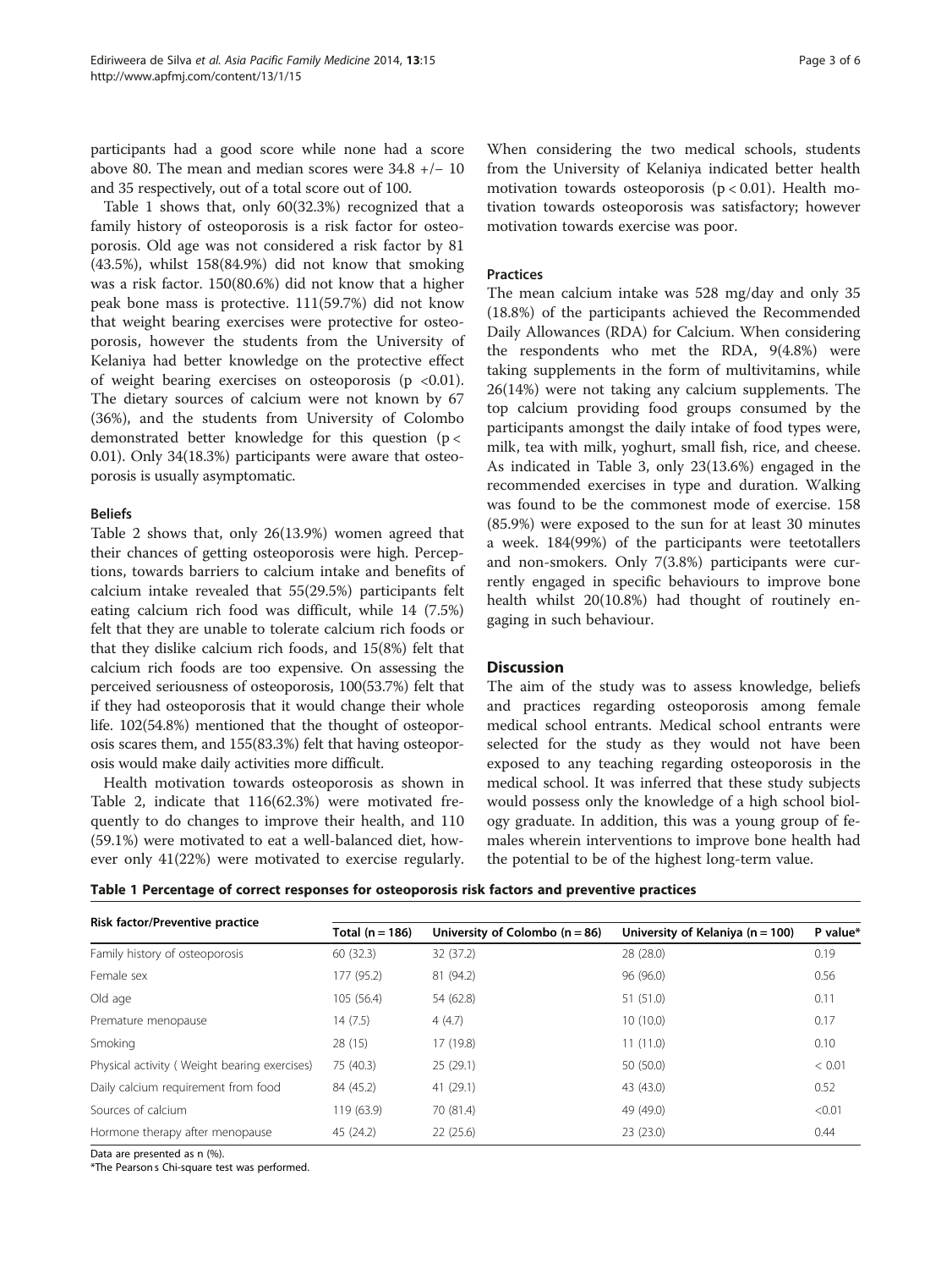participants had a good score while none had a score above 80. The mean and median scores were 34.8 +/− 10 and 35 respectively, out of a total score out of 100.

Table 1 shows that, only 60(32.3%) recognized that a family history of osteoporosis is a risk factor for osteoporosis. Old age was not considered a risk factor by 81 (43.5%), whilst 158(84.9%) did not know that smoking was a risk factor. 150(80.6%) did not know that a higher peak bone mass is protective. 111(59.7%) did not know that weight bearing exercises were protective for osteoporosis, however the students from the University of Kelaniya had better knowledge on the protective effect of weight bearing exercises on osteoporosis ($p < 0.01$). The dietary sources of calcium were not known by 67 (36%), and the students from University of Colombo demonstrated better knowledge for this question ($p < 0.01$). Only 34(18.3%) participants were aware that osteoporosis is usually asymptomatic.

#### Beliefs

Table 2 shows that, only 26(13.9%) women agreed that their chances of getting osteoporosis were high. Perceptions, towards barriers to calcium intake and benefits of calcium intake revealed that 55(29.5%) participants felt eating calcium rich food was difficult, while 14 (7.5%) felt that they are unable to tolerate calcium rich foods or that they dislike calcium rich foods, and 15(8%) felt that calcium rich foods are too expensive. On assessing the perceived seriousness of osteoporosis, 100(53.7%) felt that if they had osteoporosis that it would change their whole life. 102(54.8%) mentioned that the thought of osteoporosis scares them, and 155(83.3%) felt that having osteoporosis would make daily activities more difficult.

Health motivation towards osteoporosis as shown in Table 2, indicate that 116(62.3%) were motivated frequently to do changes to improve their health, and 110 (59.1%) were motivated to eat a well-balanced diet, however only 41(22%) were motivated to exercise regularly. When considering the two medical schools, students from the University of Kelaniya indicated better health motivation towards osteoporosis ($p < 0.01$). Health motivation towards osteoporosis was satisfactory; however motivation towards exercise was poor.

#### Practices

The mean calcium intake was 528 mg/day and only 35 (18.8%) of the participants achieved the Recommended Daily Allowances (RDA) for Calcium. When considering the respondents who met the RDA, 9(4.8%) were taking supplements in the form of multivitamins, while 26(14%) were not taking any calcium supplements. The top calcium providing food groups consumed by the participants amongst the daily intake of food types were, milk, tea with milk, yoghurt, small fish, rice, and cheese. As indicated in Table 3, only 23(13.6%) engaged in the recommended exercises in type and duration. Walking was found to be the commonest mode of exercise. 158 (85.9%) were exposed to the sun for at least 30 minutes a week. 184(99%) of the participants were teetotallers and non-smokers. Only 7(3.8%) participants were currently engaged in specific behaviours to improve bone health whilst 20(10.8%) had thought of routinely engaging in such behaviour.

## Discussion

The aim of the study was to assess knowledge, beliefs and practices regarding osteoporosis among female medical school entrants. Medical school entrants were selected for the study as they would not have been exposed to any teaching regarding osteoporosis in the medical school. It was inferred that these study subjects would possess only the knowledge of a high school biology graduate. In addition, this was a young group of females wherein interventions to improve bone health had the potential to be of the highest long-term value.

**Table 1 Percentage of correct responses for osteoporosis risk factors and preventive practices**

| Risk factor/Preventive practice | Total (n = 186) | University of Colombo (n = 86) | University of Kelaniya (n = 100) | P value* |
|---|---|---|---|---|
| Family history of osteoporosis | 60 (32.3) | 32 (37.2) | 28 (28.0) | 0.19 |
| Female sex | 177 (95.2) | 81 (94.2) | 96 (96.0) | 0.56 |
| Old age | 105 (56.4) | 54 (62.8) | 51 (51.0) | 0.11 |
| Premature menopause | 14 (7.5) | 4 (4.7) | 10 (10.0) | 0.17 |
| Smoking | 28 (15) | 17 (19.8) | 11 (11.0) | 0.10 |
| Physical activity ( Weight bearing exercises) | 75 (40.3) | 25 (29.1) | 50 (50.0) | < 0.01 |
| Daily calcium requirement from food | 84 (45.2) | 41 (29.1) | 43 (43.0) | 0.52 |
| Sources of calcium | 119 (63.9) | 70 (81.4) | 49 (49.0) | <0.01 |
| Hormone therapy after menopause | 45 (24.2) | 22 (25.6) | 23 (23.0) | 0.44 |

Data are presented as n (%).
*The Pearson s Chi-square test was performed.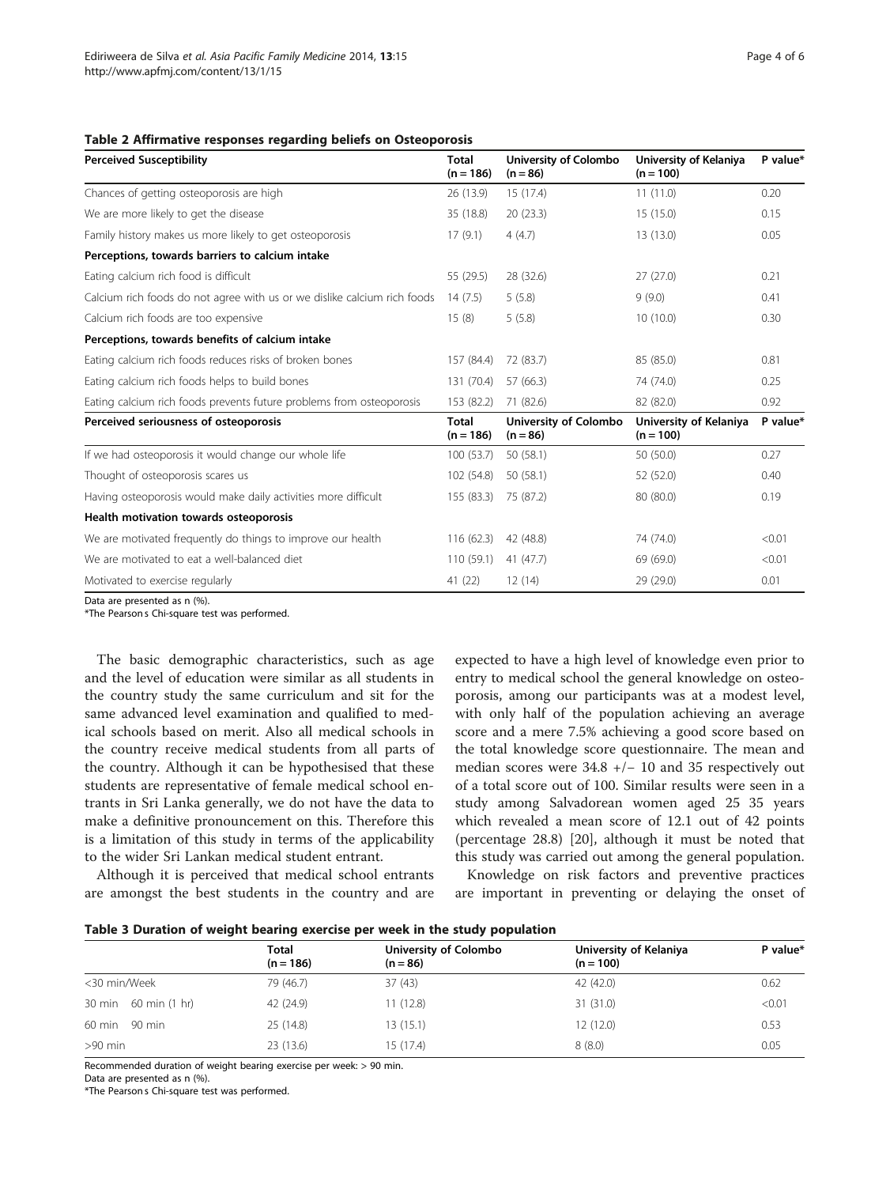**Table 2 Affirmative responses regarding beliefs on Osteoporosis**

| Perceived Susceptibility | Total (n = 186) | University of Colombo (n = 86) | University of Kelaniya (n = 100) | P value* |
|---|---|---|---|---|
| Chances of getting osteoporosis are high | 26 (13.9) | 15 (17.4) | 11 (11.0) | 0.20 |
| We are more likely to get the disease | 35 (18.8) | 20 (23.3) | 15 (15.0) | 0.15 |
| Family history makes us more likely to get osteoporosis | 17 (9.1) | 4 (4.7) | 13 (13.0) | 0.05 |
| **Perceptions, towards barriers to calcium intake** | | | | |
| Eating calcium rich food is difficult | 55 (29.5) | 28 (32.6) | 27 (27.0) | 0.21 |
| Calcium rich foods do not agree with us or we dislike calcium rich foods | 14 (7.5) | 5 (5.8) | 9 (9.0) | 0.41 |
| Calcium rich foods are too expensive | 15 (8) | 5 (5.8) | 10 (10.0) | 0.30 |
| **Perceptions, towards benefits of calcium intake** | | | | |
| Eating calcium rich foods reduces risks of broken bones | 157 (84.4) | 72 (83.7) | 85 (85.0) | 0.81 |
| Eating calcium rich foods helps to build bones | 131 (70.4) | 57 (66.3) | 74 (74.0) | 0.25 |
| Eating calcium rich foods prevents future problems from osteoporosis | 153 (82.2) | 71 (82.6) | 82 (82.0) | 0.92 |
| **Perceived seriousness of osteoporosis** | **Total (n = 186)** | **University of Colombo (n = 86)** | **University of Kelaniya (n = 100)** | **P value*** |
| If we had osteoporosis it would change our whole life | 100 (53.7) | 50 (58.1) | 50 (50.0) | 0.27 |
| Thought of osteoporosis scares us | 102 (54.8) | 50 (58.1) | 52 (52.0) | 0.40 |
| Having osteoporosis would make daily activities more difficult | 155 (83.3) | 75 (87.2) | 80 (80.0) | 0.19 |
| **Health motivation towards osteoporosis** | | | | |
| We are motivated frequently do things to improve our health | 116 (62.3) | 42 (48.8) | 74 (74.0) | <0.01 |
| We are motivated to eat a well-balanced diet | 110 (59.1) | 41 (47.7) | 69 (69.0) | <0.01 |
| Motivated to exercise regularly | 41 (22) | 12 (14) | 29 (29.0) | 0.01 |

Data are presented as n (%).

*The Pearson s Chi-square test was performed.

The basic demographic characteristics, such as age and the level of education were similar as all students in the country study the same curriculum and sit for the same advanced level examination and qualified to medical schools based on merit. Also all medical schools in the country receive medical students from all parts of the country. Although it can be hypothesised that these students are representative of female medical school entrants in Sri Lanka generally, we do not have the data to make a definitive pronouncement on this. Therefore this is a limitation of this study in terms of the applicability to the wider Sri Lankan medical student entrant.

Although it is perceived that medical school entrants are amongst the best students in the country and are expected to have a high level of knowledge even prior to entry to medical school the general knowledge on osteoporosis, among our participants was at a modest level, with only half of the population achieving an average score and a mere 7.5% achieving a good score based on the total knowledge score questionnaire. The mean and median scores were 34.8 +/− 10 and 35 respectively out of a total score out of 100. Similar results were seen in a study among Salvadorean women aged 25 35 years which revealed a mean score of 12.1 out of 42 points (percentage 28.8) [20], although it must be noted that this study was carried out among the general population.

Knowledge on risk factors and preventive practices are important in preventing or delaying the onset of

**Table 3 Duration of weight bearing exercise per week in the study population**

| | Total (n = 186) | University of Colombo (n = 86) | University of Kelaniya (n = 100) | P value* |
|---|---|---|---|---|
| <30 min/Week | 79 (46.7) | 37 (43) | 42 (42.0) | 0.62 |
| 30 min 60 min (1 hr) | 42 (24.9) | 11 (12.8) | 31 (31.0) | <0.01 |
| 60 min 90 min | 25 (14.8) | 13 (15.1) | 12 (12.0) | 0.53 |
| >90 min | 23 (13.6) | 15 (17.4) | 8 (8.0) | 0.05 |

Recommended duration of weight bearing exercise per week: > 90 min.

Data are presented as n (%).

*The Pearson s Chi-square test was performed.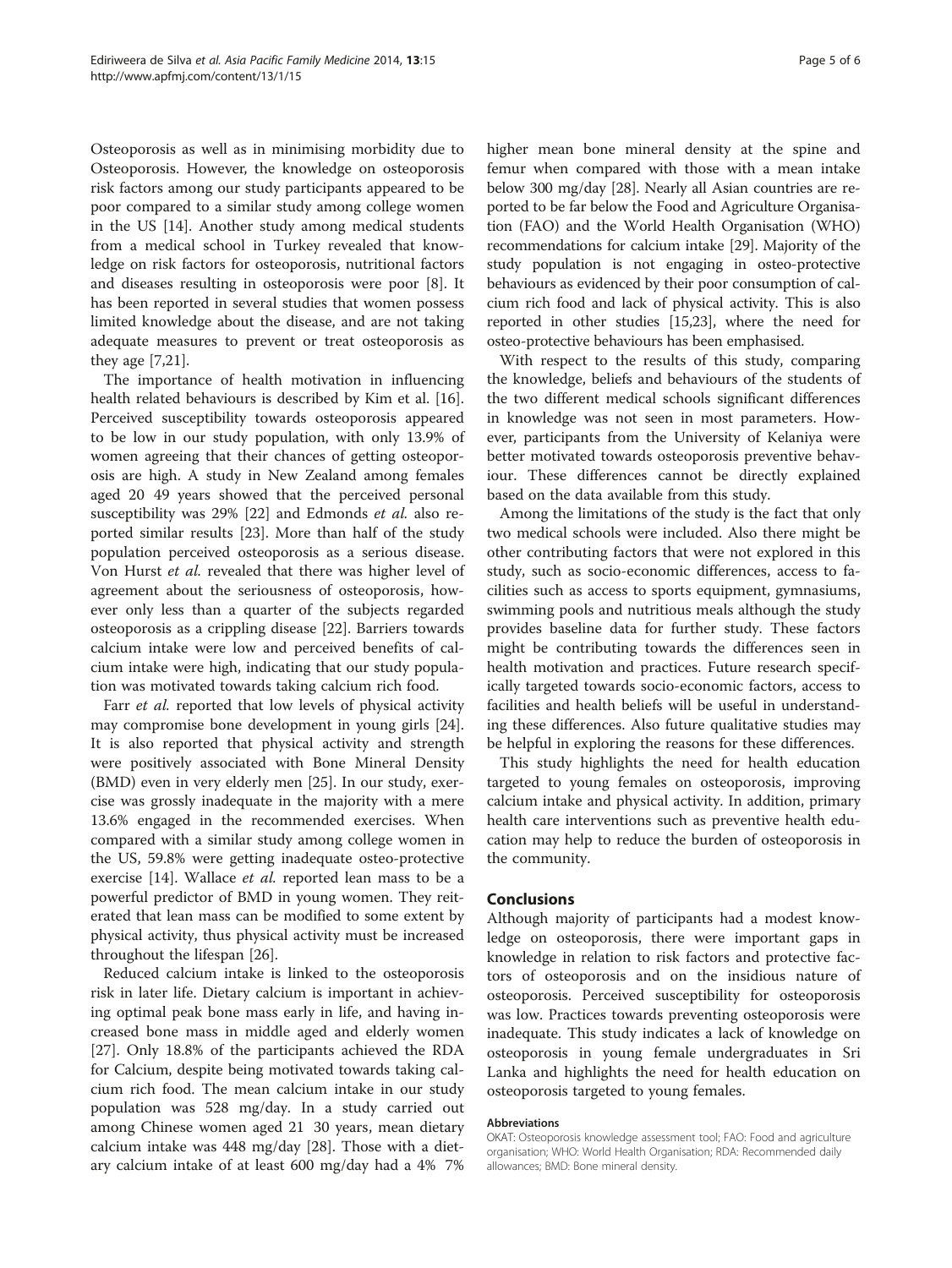Osteoporosis as well as in minimising morbidity due to Osteoporosis. However, the knowledge on osteoporosis risk factors among our study participants appeared to be poor compared to a similar study among college women in the US [14]. Another study among medical students from a medical school in Turkey revealed that knowledge on risk factors for osteoporosis, nutritional factors and diseases resulting in osteoporosis were poor [8]. It has been reported in several studies that women possess limited knowledge about the disease, and are not taking adequate measures to prevent or treat osteoporosis as they age [7,21].

The importance of health motivation in influencing health related behaviours is described by Kim et al. [16]. Perceived susceptibility towards osteoporosis appeared to be low in our study population, with only 13.9% of women agreeing that their chances of getting osteoporosis are high. A study in New Zealand among females aged 20 49 years showed that the perceived personal susceptibility was 29% [22] and Edmonds *et al.* also reported similar results [23]. More than half of the study population perceived osteoporosis as a serious disease. Von Hurst *et al.* revealed that there was higher level of agreement about the seriousness of osteoporosis, however only less than a quarter of the subjects regarded osteoporosis as a crippling disease [22]. Barriers towards calcium intake were low and perceived benefits of calcium intake were high, indicating that our study population was motivated towards taking calcium rich food.

Farr *et al.* reported that low levels of physical activity may compromise bone development in young girls [24]. It is also reported that physical activity and strength were positively associated with Bone Mineral Density (BMD) even in very elderly men [25]. In our study, exercise was grossly inadequate in the majority with a mere 13.6% engaged in the recommended exercises. When compared with a similar study among college women in the US, 59.8% were getting inadequate osteo-protective exercise [14]. Wallace *et al.* reported lean mass to be a powerful predictor of BMD in young women. They reiterated that lean mass can be modified to some extent by physical activity, thus physical activity must be increased throughout the lifespan [26].

Reduced calcium intake is linked to the osteoporosis risk in later life. Dietary calcium is important in achieving optimal peak bone mass early in life, and having increased bone mass in middle aged and elderly women [27]. Only 18.8% of the participants achieved the RDA for Calcium, despite being motivated towards taking calcium rich food. The mean calcium intake in our study population was 528 mg/day. In a study carried out among Chinese women aged 21 30 years, mean dietary calcium intake was 448 mg/day [28]. Those with a dietary calcium intake of at least 600 mg/day had a 4% 7% higher mean bone mineral density at the spine and femur when compared with those with a mean intake below 300 mg/day [28]. Nearly all Asian countries are reported to be far below the Food and Agriculture Organisation (FAO) and the World Health Organisation (WHO) recommendations for calcium intake [29]. Majority of the study population is not engaging in osteo-protective behaviours as evidenced by their poor consumption of calcium rich food and lack of physical activity. This is also reported in other studies [15,23], where the need for osteo-protective behaviours has been emphasised.

With respect to the results of this study, comparing the knowledge, beliefs and behaviours of the students of the two different medical schools significant differences in knowledge was not seen in most parameters. However, participants from the University of Kelaniya were better motivated towards osteoporosis preventive behaviour. These differences cannot be directly explained based on the data available from this study.

Among the limitations of the study is the fact that only two medical schools were included. Also there might be other contributing factors that were not explored in this study, such as socio-economic differences, access to facilities such as access to sports equipment, gymnasiums, swimming pools and nutritious meals although the study provides baseline data for further study. These factors might be contributing towards the differences seen in health motivation and practices. Future research specifically targeted towards socio-economic factors, access to facilities and health beliefs will be useful in understanding these differences. Also future qualitative studies may be helpful in exploring the reasons for these differences.

This study highlights the need for health education targeted to young females on osteoporosis, improving calcium intake and physical activity. In addition, primary health care interventions such as preventive health education may help to reduce the burden of osteoporosis in the community.

## Conclusions

Although majority of participants had a modest knowledge on osteoporosis, there were important gaps in knowledge in relation to risk factors and protective factors of osteoporosis and on the insidious nature of osteoporosis. Perceived susceptibility for osteoporosis was low. Practices towards preventing osteoporosis were inadequate. This study indicates a lack of knowledge on osteoporosis in young female undergraduates in Sri Lanka and highlights the need for health education on osteoporosis targeted to young females.

#### Abbreviations

OKAT: Osteoporosis knowledge assessment tool; FAO: Food and agriculture organisation; WHO: World Health Organisation; RDA: Recommended daily allowances; BMD: Bone mineral density.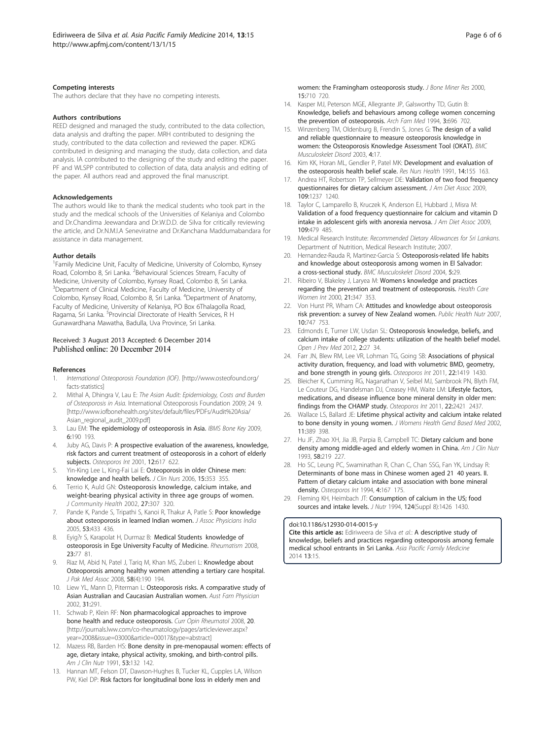### Competing interests

The authors declare that they have no competing interests.

### Authors contributions

REED designed and managed the study, contributed to the data collection, data analysis and drafting the paper. MRH contributed to designing the study, contributed to the data collection and reviewed the paper. KDKG contributed in designing and managing the study, data collection, and data analysis. IA contributed to the designing of the study and editing the paper. PF and WLSPP contributed to collection of data, data analysis and editing of the paper. All authors read and approved the final manuscript.

### Acknowledgements

The authors would like to thank the medical students who took part in the study and the medical schools of the Universities of Kelaniya and Colombo and Dr.Chandima Jeewandara and Dr.W.D.D. de Silva for critically reviewing the article, and Dr.N.M.I.A Seneviratne and Dr.Kanchana Maddumabandara for assistance in data management.

### Author details

[1]Family Medicine Unit, Faculty of Medicine, University of Colombo, Kynsey Road, Colombo 8, Sri Lanka. [2]Behavioural Sciences Stream, Faculty of Medicine, University of Colombo, Kynsey Road, Colombo 8, Sri Lanka. [3]Department of Clinical Medicine, Faculty of Medicine, University of Colombo, Kynsey Road, Colombo 8, Sri Lanka. [4]Department of Anatomy, Faculty of Medicine, University of Kelaniya, PO Box 6Thalagolla Road, Ragama, Sri Lanka. [5]Provincial Directorate of Health Services, R H Gunawardhana Mawatha, Badulla, Uva Province, Sri Lanka.

Received: 3 August 2013 Accepted: 6 December 2014
Published online: 20 December 2014

### References

1. *International Osteoporosis Foundation (IOF)*. [http://www.osteofound.org/facts-statistics]
2. Mithal A, Dhingra V, Lau E: *The Asian Audit: Epidemiology, Costs and Burden of Osteoporosis in Asia.* International Osteoporosis Foundation 2009; 24 9. [http://www.iofbonehealth.org/sites/default/files/PDFs/Audit%20Asia/Asian_regional_audit_2009.pdf]
3. Lau EM: **The epidemiology of osteoporosis in Asia.** *IBMS Bone Key* 2009, **6:**190 193.
4. Juby AG, Davis P: **A prospective evaluation of the awareness, knowledge, risk factors and current treatment of osteoporosis in a cohort of elderly subjects.** *Osteoporos Int* 2001, **12:**617 622.
5. Yin-King Lee L, King-Fai Lai E: **Osteoporosis in older Chinese men: knowledge and health beliefs.** *J Clin Nurs* 2006, **15:**353 355.
6. Terrio K, Auld GN: **Osteoporosis knowledge, calcium intake, and weight-bearing physical activity in three age groups of women.** *J Community Health* 2002, **27:**307 320.
7. Pande K, Pande S, Tripathi S, Kanoi R, Thakur A, Patle S: **Poor knowledge about osteoporosis in learned Indian women.** *J Assoc Physicians India* 2005, **53:**433 436.
8. Eyig?r S, Karapolat H, Durmaz B: **Medical Students knowledge of osteoporosis in Ege University Faculty of Medicine.** *Rheumatism* 2008, **23:**77 81.
9. Riaz M, Abid N, Patel J, Tariq M, Khan MS, Zuberi L: **Knowledge about Osteoporosis among healthy women attending a tertiary care hospital.** *J Pak Med Assoc* 2008, **58**(4):190 194.
10. Liew YL, Mann D, Piterman L: **Osteoporosis risks. A comparative study of Asian Australian and Caucasian Australian women.** *Aust Fam Physician* 2002, **31:**291.
11. Schwab P, Klein RF: **Non pharmacological approaches to improve bone health and reduce osteoporosis.** *Curr Opin Rheumatol* 2008, **20**. [http://journals.lww.com/co-rheumatology/pages/articleviewer.aspx?year=2008&issue=03000&article=00017&type=abstract]
12. Mazess RB, Barden HS: **Bone density in pre-menopausal women: effects of age, dietary intake, physical activity, smoking, and birth-control pills.** *Am J Clin Nutr* 1991, **53:**132 142.
13. Hannan MT, Felson DT, Dawson-Hughes B, Tucker KL, Cupples LA, Wilson PW, Kiel DP: **Risk factors for longitudinal bone loss in elderly men and women: the Framingham osteoporosis study.** *J Bone Miner Res* 2000, **15:**710 720.
14. Kasper MJ, Peterson MGE, Allegrante JP, Galsworthy TD, Gutin B: **Knowledge, beliefs and behaviours among college women concerning the prevention of osteoporosis.** *Arch Fam Med* 1994, **3:**696 702.
15. Winzenberg TM, Oldenburg B, Frendin S, Jones G: **The design of a valid and reliable questionnaire to measure osteoporosis knowledge in women: the Osteoporosis Knowledge Assessment Tool (OKAT).** *BMC Musculoskelet Disord* 2003, **4:**17.
16. Kim KK, Horan ML, Gendler P, Patel MK: **Development and evaluation of the osteoporosis health belief scale.** *Res Nurs Health* 1991, **14:**155 163.
17. Andrea HT, Robertson TP, Sellmeyer DE: **Validation of two food frequency questionnaires for dietary calcium assessment.** *J Am Diet Assoc* 2009, **109:**1237 1240.
18. Taylor C, Lamparello B, Kruczek K, Anderson EJ, Hubbard J, Misra M: **Validation of a food frequency questionnaire for calcium and vitamin D intake in adolescent girls with anorexia nervosa.** *J Am Diet Assoc* 2009, **109:**479 485.
19. Medical Research Institute: *Recommended Dietary Allowances for Sri Lankans.* Department of Nutrition, Medical Research Institute; 2007.
20. Hernandez-Rauda R, Martinez-Garcia S: **Osteoporosis-related life habits and knowledge about osteoporosis among women in El Salvador: a cross-sectional study.** *BMC Musculoskelet Disord* 2004, **5:**29.
21. Ribeiro V, Blakeley J, Laryea M: **Women s knowledge and practices regarding the prevention and treatment of osteoporosis.** *Health Care Women Int* 2000, **21:**347 353.
22. Von Hurst PR, Wham CA: **Attitudes and knowledge about osteoporosis risk prevention: a survey of New Zealand women.** *Public Health Nutr* 2007, **10:**747 753.
23. Edmonds E, Turner LW, Usdan SL: **Osteoporosis knowledge, beliefs, and calcium intake of college students: utilization of the health belief model.** *Open J Prev Med* 2012, **2:**27 34.
24. Farr JN, Blew RM, Lee VR, Lohman TG, Going SB: **Associations of physical activity duration, frequency, and load with volumetric BMD, geometry, and bone strength in young girls.** *Osteoporos Int* 2011, **22:**1419 1430.
25. Bleicher K, Cumming RG, Naganathan V, Seibel MJ, Sambrook PN, Blyth FM, Le Couteur DG, Handelsman DJ, Creasey HM, Waite LM: **Lifestyle factors, medications, and disease influence bone mineral density in older men: findings from the CHAMP study.** *Osteoporos Int* 2011, **22:**2421 2437.
26. Wallace LS, Ballard JE: **Lifetime physical activity and calcium intake related to bone density in young women.** *J Womens Health Gend Based Med* 2002, **11:**389 398.
27. Hu JF, Zhao XH, Jia JB, Parpia B, Campbell TC: **Dietary calcium and bone density among middle-aged and elderly women in China.** *Am J Clin Nutr* 1993, **58:**219 227.
28. Ho SC, Leung PC, Swaminathan R, Chan C, Chan SSG, Fan YK, Lindsay R: **Determinants of bone mass in Chinese women aged 21 40 years. II. Pattern of dietary calcium intake and association with bone mineral density.** *Osteoporos Int* 1994, **4:**167 175.
29. Fleming KH, Heimbach JT: **Consumption of calcium in the US; food sources and intake levels.** *J Nutr* 1994, **124**(Suppl 8):1426 1430.

doi:10.1186/s12930-014-0015-y
**Cite this article as:** Ediriweera de Silva et al.: A descriptive study of knowledge, beliefs and practices regarding osteoporosis among female medical school entrants in Sri Lanka. *Asia Pacific Family Medicine* 2014 **13**:15.